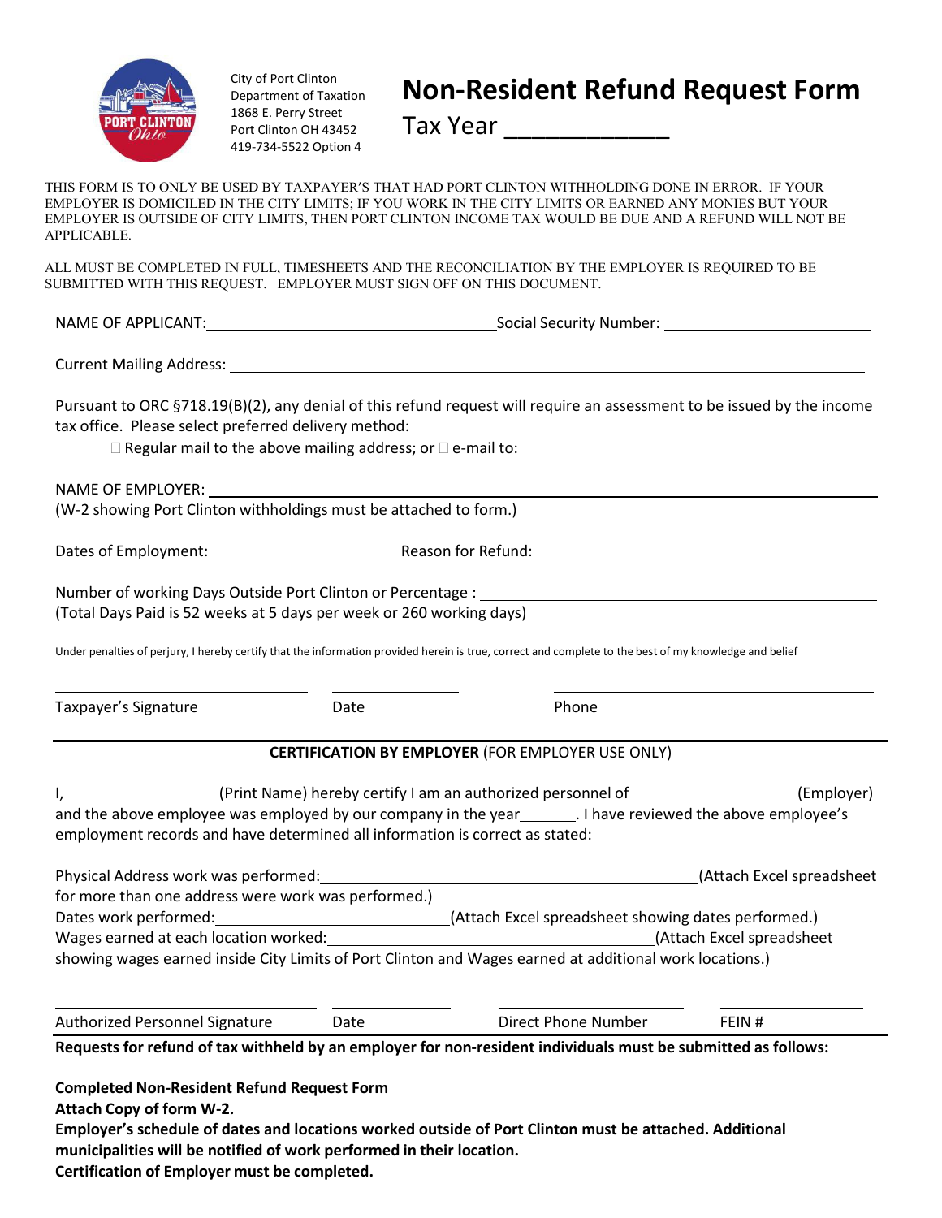City of Port Clinton
Department of Taxation
1868 E. Perry Street
Port Clinton OH 43452
419-734-5522 Option 4

# Non-Resident Refund Request Form

Tax Year ____________

THIS FORM IS TO ONLY BE USED BY TAXPAYER'S THAT HAD PORT CLINTON WITHHOLDING DONE IN ERROR. IF YOUR EMPLOYER IS DOMICILED IN THE CITY LIMITS; IF YOU WORK IN THE CITY LIMITS OR EARNED ANY MONIES BUT YOUR EMPLOYER IS OUTSIDE OF CITY LIMITS, THEN PORT CLINTON INCOME TAX WOULD BE DUE AND A REFUND WILL NOT BE APPLICABLE.

ALL MUST BE COMPLETED IN FULL, TIMESHEETS AND THE RECONCILIATION BY THE EMPLOYER IS REQUIRED TO BE SUBMITTED WITH THIS REQUEST. EMPLOYER MUST SIGN OFF ON THIS DOCUMENT.

NAME OF APPLICANT: ______________________________ Social Security Number: ______________________

Current Mailing Address: ____________________________________________________________

Pursuant to ORC §718.19(B)(2), any denial of this refund request will require an assessment to be issued by the income tax office. Please select preferred delivery method:

☐ Regular mail to the above mailing address; or ☐ e-mail to: ______________________________

NAME OF EMPLOYER: ____________________________________________________________
(W-2 showing Port Clinton withholdings must be attached to form.)

Dates of Employment: ____________________ Reason for Refund: ______________________________

Number of working Days Outside Port Clinton or Percentage : ______________________________
(Total Days Paid is 52 weeks at 5 days per week or 260 working days)

Under penalties of perjury, I hereby certify that the information provided herein is true, correct and complete to the best of my knowledge and belief

______________________ ____________ ______________________
Taxpayer's Signature Date Phone

---

**CERTIFICATION BY EMPLOYER** (FOR EMPLOYER USE ONLY)

I, ________________ (Print Name) hereby certify I am an authorized personnel of __________________ (Employer) and the above employee was employed by our company in the year ______. I have reviewed the above employee's employment records and have determined all information is correct as stated:

Physical Address work was performed: ______________________________ (Attach Excel spreadsheet for more than one address were work was performed.)
Dates work performed: ________________________ (Attach Excel spreadsheet showing dates performed.)
Wages earned at each location worked: ______________________________ (Attach Excel spreadsheet showing wages earned inside City Limits of Port Clinton and Wages earned at additional work locations.)

______________________ ____________ ____________________ ______________
Authorized Personnel Signature Date Direct Phone Number FEIN #

---

**Requests for refund of tax withheld by an employer for non-resident individuals must be submitted as follows:**

**Completed Non-Resident Refund Request Form**
**Attach Copy of form W-2.**
**Employer's schedule of dates and locations worked outside of Port Clinton must be attached. Additional municipalities will be notified of work performed in their location.**
**Certification of Employer must be completed.**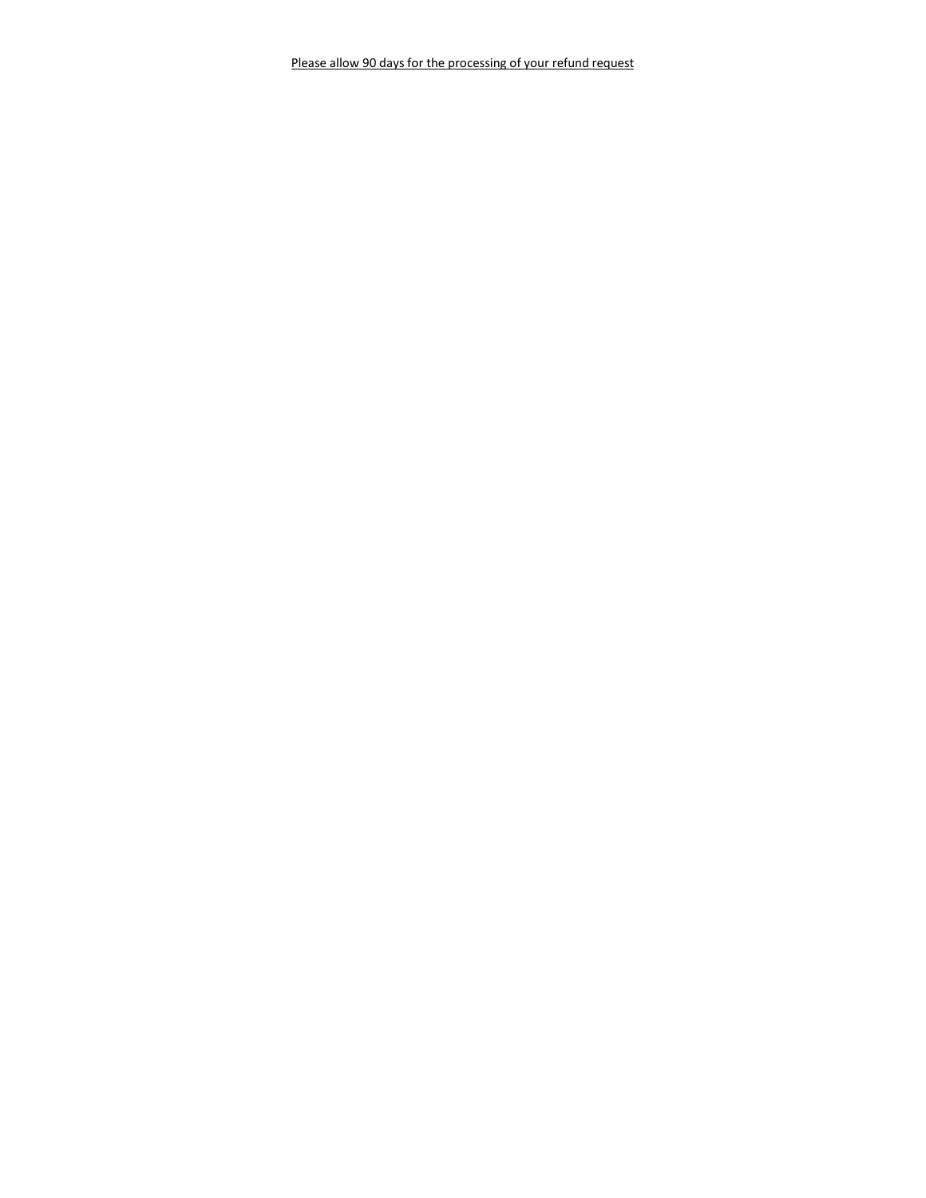Please allow 90 days for the processing of your refund request